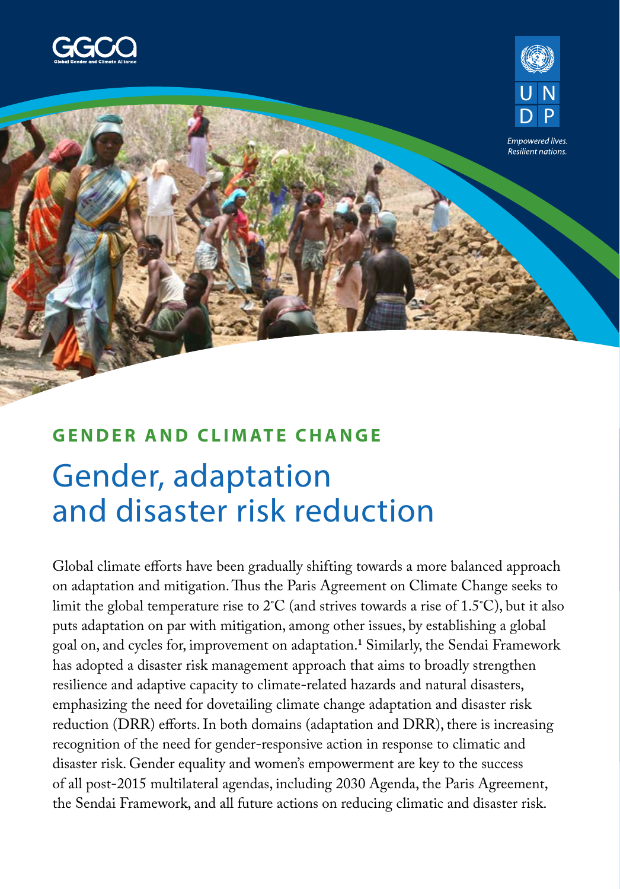GGCA
Global Gender and Climate Alliance

UNDP

*Empowered lives.*
*Resilient nations.*

**GENDER AND CLIMATE CHANGE**

# Gender, adaptation and disaster risk reduction

Global climate efforts have been gradually shifting towards a more balanced approach on adaptation and mitigation. Thus the Paris Agreement on Climate Change seeks to limit the global temperature rise to 2˚C (and strives towards a rise of 1.5˚C), but it also puts adaptation on par with mitigation, among other issues, by establishing a global goal on, and cycles for, improvement on adaptation.[1] Similarly, the Sendai Framework has adopted a disaster risk management approach that aims to broadly strengthen resilience and adaptive capacity to climate-related hazards and natural disasters, emphasizing the need for dovetailing climate change adaptation and disaster risk reduction (DRR) efforts. In both domains (adaptation and DRR), there is increasing recognition of the need for gender-responsive action in response to climatic and disaster risk. Gender equality and women's empowerment are key to the success of all post-2015 multilateral agendas, including 2030 Agenda, the Paris Agreement, the Sendai Framework, and all future actions on reducing climatic and disaster risk.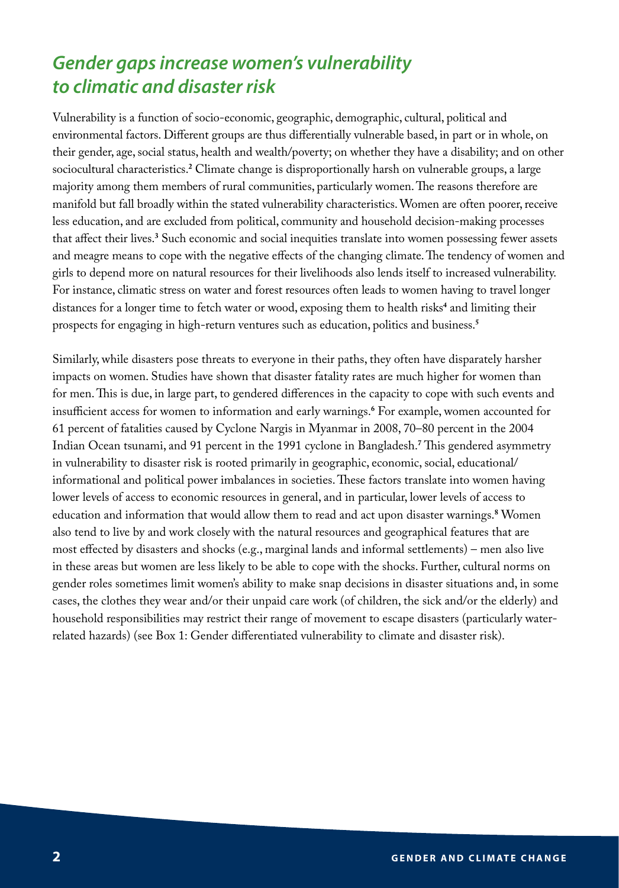## *Gender gaps increase women's vulnerability to climatic and disaster risk*

Vulnerability is a function of socio-economic, geographic, demographic, cultural, political and environmental factors. Different groups are thus differentially vulnerable based, in part or in whole, on their gender, age, social status, health and wealth/poverty; on whether they have a disability; and on other sociocultural characteristics.[2] Climate change is disproportionally harsh on vulnerable groups, a large majority among them members of rural communities, particularly women. The reasons therefore are manifold but fall broadly within the stated vulnerability characteristics. Women are often poorer, receive less education, and are excluded from political, community and household decision-making processes that affect their lives.[3] Such economic and social inequities translate into women possessing fewer assets and meagre means to cope with the negative effects of the changing climate. The tendency of women and girls to depend more on natural resources for their livelihoods also lends itself to increased vulnerability. For instance, climatic stress on water and forest resources often leads to women having to travel longer distances for a longer time to fetch water or wood, exposing them to health risks[4] and limiting their prospects for engaging in high-return ventures such as education, politics and business.[5]

Similarly, while disasters pose threats to everyone in their paths, they often have disparately harsher impacts on women. Studies have shown that disaster fatality rates are much higher for women than for men. This is due, in large part, to gendered differences in the capacity to cope with such events and insufficient access for women to information and early warnings.[6] For example, women accounted for 61 percent of fatalities caused by Cyclone Nargis in Myanmar in 2008, 70–80 percent in the 2004 Indian Ocean tsunami, and 91 percent in the 1991 cyclone in Bangladesh.[7] This gendered asymmetry in vulnerability to disaster risk is rooted primarily in geographic, economic, social, educational/informational and political power imbalances in societies. These factors translate into women having lower levels of access to economic resources in general, and in particular, lower levels of access to education and information that would allow them to read and act upon disaster warnings.[8] Women also tend to live by and work closely with the natural resources and geographical features that are most effected by disasters and shocks (e.g., marginal lands and informal settlements) – men also live in these areas but women are less likely to be able to cope with the shocks. Further, cultural norms on gender roles sometimes limit women's ability to make snap decisions in disaster situations and, in some cases, the clothes they wear and/or their unpaid care work (of children, the sick and/or the elderly) and household responsibilities may restrict their range of movement to escape disasters (particularly water-related hazards) (see Box 1: Gender differentiated vulnerability to climate and disaster risk).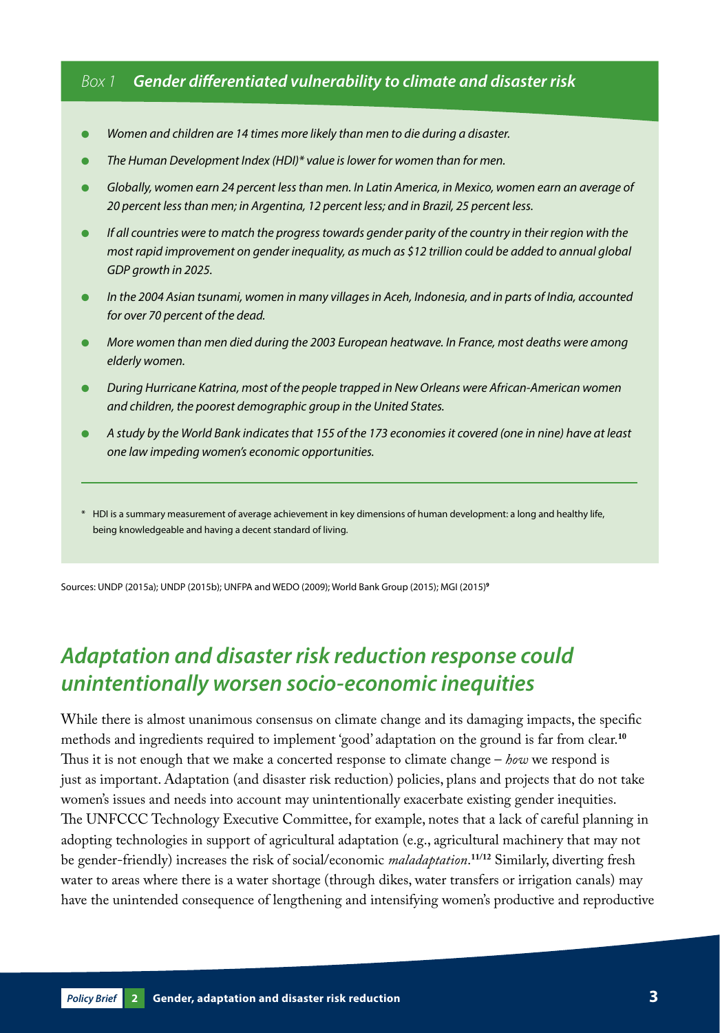*Box 1* ***Gender differentiated vulnerability to climate and disaster risk***

- *Women and children are 14 times more likely than men to die during a disaster.*
- *The Human Development Index (HDI)\* value is lower for women than for men.*
- *Globally, women earn 24 percent less than men. In Latin America, in Mexico, women earn an average of 20 percent less than men; in Argentina, 12 percent less; and in Brazil, 25 percent less.*
- *If all countries were to match the progress towards gender parity of the country in their region with the most rapid improvement on gender inequality, as much as $12 trillion could be added to annual global GDP growth in 2025.*
- *In the 2004 Asian tsunami, women in many villages in Aceh, Indonesia, and in parts of India, accounted for over 70 percent of the dead.*
- *More women than men died during the 2003 European heatwave. In France, most deaths were among elderly women.*
- *During Hurricane Katrina, most of the people trapped in New Orleans were African-American women and children, the poorest demographic group in the United States.*
- *A study by the World Bank indicates that 155 of the 173 economies it covered (one in nine) have at least one law impeding women's economic opportunities.*

\* HDI is a summary measurement of average achievement in key dimensions of human development: a long and healthy life, being knowledgeable and having a decent standard of living.

Sources: UNDP (2015a); UNDP (2015b); UNFPA and WEDO (2009); World Bank Group (2015); MGI (2015)[9]

## *Adaptation and disaster risk reduction response could unintentionally worsen socio-economic inequities*

While there is almost unanimous consensus on climate change and its damaging impacts, the specific methods and ingredients required to implement 'good' adaptation on the ground is far from clear.[10] Thus it is not enough that we make a concerted response to climate change – *how* we respond is just as important. Adaptation (and disaster risk reduction) policies, plans and projects that do not take women's issues and needs into account may unintentionally exacerbate existing gender inequities. The UNFCCC Technology Executive Committee, for example, notes that a lack of careful planning in adopting technologies in support of agricultural adaptation (e.g., agricultural machinery that may not be gender-friendly) increases the risk of social/economic *maladaptation*.[11/12] Similarly, diverting fresh water to areas where there is a water shortage (through dikes, water transfers or irrigation canals) may have the unintended consequence of lengthening and intensifying women's productive and reproductive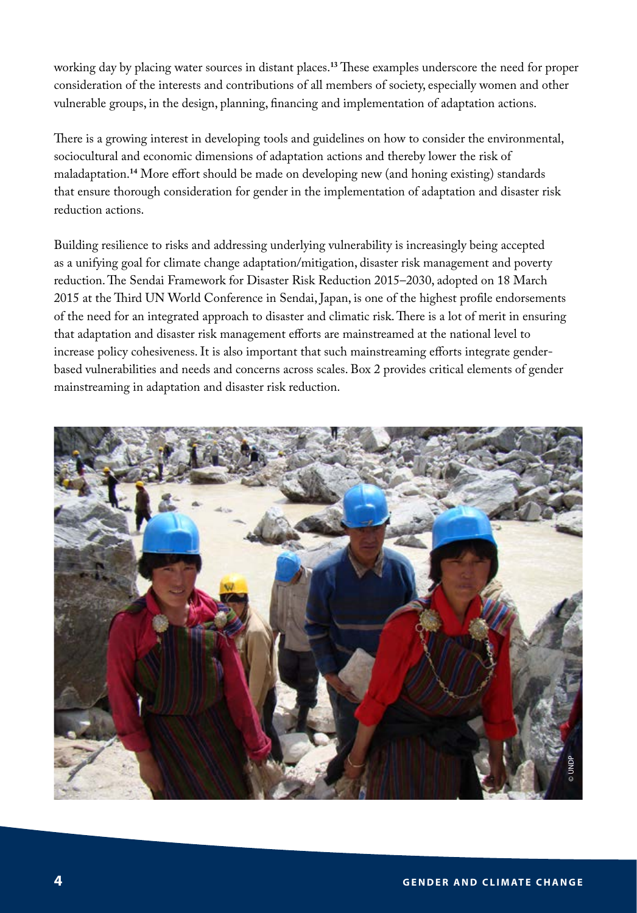working day by placing water sources in distant places.[13] These examples underscore the need for proper consideration of the interests and contributions of all members of society, especially women and other vulnerable groups, in the design, planning, financing and implementation of adaptation actions.

There is a growing interest in developing tools and guidelines on how to consider the environmental, sociocultural and economic dimensions of adaptation actions and thereby lower the risk of maladaptation.[14] More effort should be made on developing new (and honing existing) standards that ensure thorough consideration for gender in the implementation of adaptation and disaster risk reduction actions.

Building resilience to risks and addressing underlying vulnerability is increasingly being accepted as a unifying goal for climate change adaptation/mitigation, disaster risk management and poverty reduction. The Sendai Framework for Disaster Risk Reduction 2015–2030, adopted on 18 March 2015 at the Third UN World Conference in Sendai, Japan, is one of the highest profile endorsements of the need for an integrated approach to disaster and climatic risk. There is a lot of merit in ensuring that adaptation and disaster risk management efforts are mainstreamed at the national level to increase policy cohesiveness. It is also important that such mainstreaming efforts integrate gender-based vulnerabilities and needs and concerns across scales. Box 2 provides critical elements of gender mainstreaming in adaptation and disaster risk reduction.

© UNDP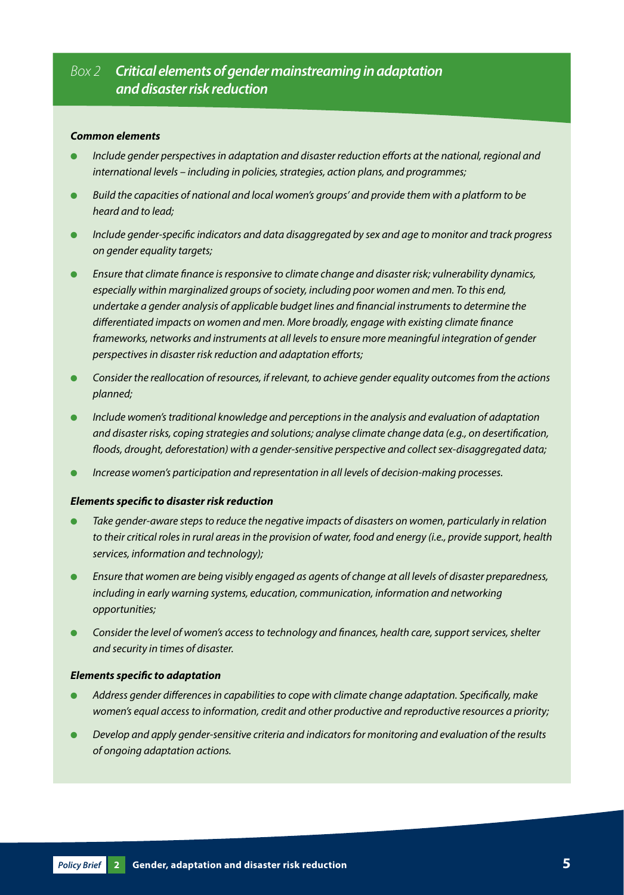## *Box 2* ***Critical elements of gender mainstreaming in adaptation and disaster risk reduction***

***Common elements***

- *Include gender perspectives in adaptation and disaster reduction efforts at the national, regional and international levels – including in policies, strategies, action plans, and programmes;*
- *Build the capacities of national and local women's groups' and provide them with a platform to be heard and to lead;*
- *Include gender-specific indicators and data disaggregated by sex and age to monitor and track progress on gender equality targets;*
- *Ensure that climate finance is responsive to climate change and disaster risk; vulnerability dynamics, especially within marginalized groups of society, including poor women and men. To this end, undertake a gender analysis of applicable budget lines and financial instruments to determine the differentiated impacts on women and men. More broadly, engage with existing climate finance frameworks, networks and instruments at all levels to ensure more meaningful integration of gender perspectives in disaster risk reduction and adaptation efforts;*
- *Consider the reallocation of resources, if relevant, to achieve gender equality outcomes from the actions planned;*
- *Include women's traditional knowledge and perceptions in the analysis and evaluation of adaptation and disaster risks, coping strategies and solutions; analyse climate change data (e.g., on desertification, floods, drought, deforestation) with a gender-sensitive perspective and collect sex-disaggregated data;*
- *Increase women's participation and representation in all levels of decision-making processes.*

***Elements specific to disaster risk reduction***

- *Take gender-aware steps to reduce the negative impacts of disasters on women, particularly in relation to their critical roles in rural areas in the provision of water, food and energy (i.e., provide support, health services, information and technology);*
- *Ensure that women are being visibly engaged as agents of change at all levels of disaster preparedness, including in early warning systems, education, communication, information and networking opportunities;*
- *Consider the level of women's access to technology and finances, health care, support services, shelter and security in times of disaster.*

***Elements specific to adaptation***

- *Address gender differences in capabilities to cope with climate change adaptation. Specifically, make women's equal access to information, credit and other productive and reproductive resources a priority;*
- *Develop and apply gender-sensitive criteria and indicators for monitoring and evaluation of the results of ongoing adaptation actions.*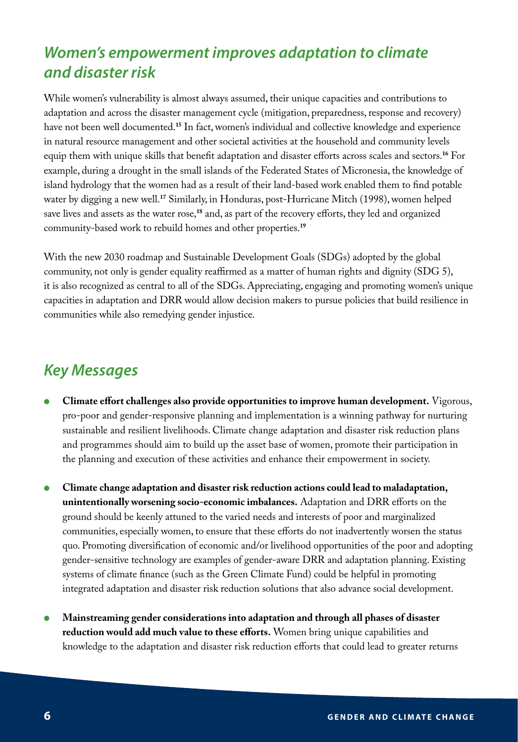## *Women's empowerment improves adaptation to climate and disaster risk*

While women's vulnerability is almost always assumed, their unique capacities and contributions to adaptation and across the disaster management cycle (mitigation, preparedness, response and recovery) have not been well documented.[15] In fact, women's individual and collective knowledge and experience in natural resource management and other societal activities at the household and community levels equip them with unique skills that benefit adaptation and disaster efforts across scales and sectors.[16] For example, during a drought in the small islands of the Federated States of Micronesia, the knowledge of island hydrology that the women had as a result of their land-based work enabled them to find potable water by digging a new well.[17] Similarly, in Honduras, post-Hurricane Mitch (1998), women helped save lives and assets as the water rose,[18] and, as part of the recovery efforts, they led and organized community-based work to rebuild homes and other properties.[19]

With the new 2030 roadmap and Sustainable Development Goals (SDGs) adopted by the global community, not only is gender equality reaffirmed as a matter of human rights and dignity (SDG 5), it is also recognized as central to all of the SDGs. Appreciating, engaging and promoting women's unique capacities in adaptation and DRR would allow decision makers to pursue policies that build resilience in communities while also remedying gender injustice.

## *Key Messages*

- **Climate effort challenges also provide opportunities to improve human development.** Vigorous, pro-poor and gender-responsive planning and implementation is a winning pathway for nurturing sustainable and resilient livelihoods. Climate change adaptation and disaster risk reduction plans and programmes should aim to build up the asset base of women, promote their participation in the planning and execution of these activities and enhance their empowerment in society.

- **Climate change adaptation and disaster risk reduction actions could lead to maladaptation, unintentionally worsening socio-economic imbalances.** Adaptation and DRR efforts on the ground should be keenly attuned to the varied needs and interests of poor and marginalized communities, especially women, to ensure that these efforts do not inadvertently worsen the status quo. Promoting diversification of economic and/or livelihood opportunities of the poor and adopting gender-sensitive technology are examples of gender-aware DRR and adaptation planning. Existing systems of climate finance (such as the Green Climate Fund) could be helpful in promoting integrated adaptation and disaster risk reduction solutions that also advance social development.

- **Mainstreaming gender considerations into adaptation and through all phases of disaster reduction would add much value to these efforts.** Women bring unique capabilities and knowledge to the adaptation and disaster risk reduction efforts that could lead to greater returns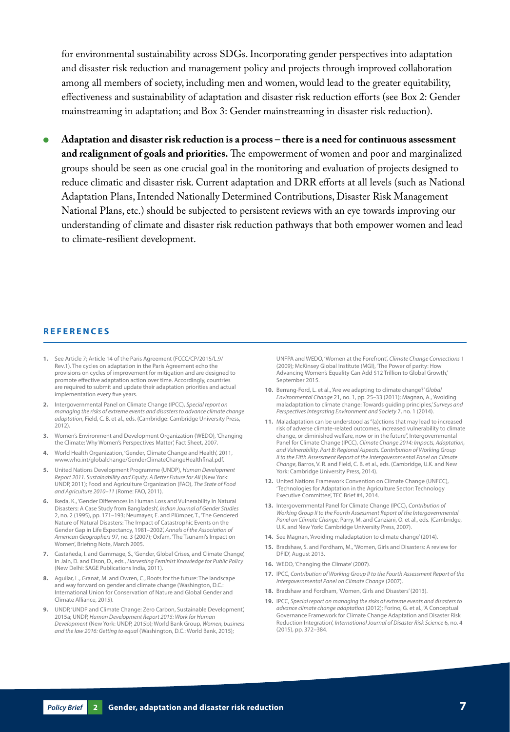for environmental sustainability across SDGs. Incorporating gender perspectives into adaptation and disaster risk reduction and management policy and projects through improved collaboration among all members of society, including men and women, would lead to the greater equitability, effectiveness and sustainability of adaptation and disaster risk reduction efforts (see Box 2: Gender mainstreaming in adaptation; and Box 3: Gender mainstreaming in disaster risk reduction).

- **Adaptation and disaster risk reduction is a process – there is a need for continuous assessment and realignment of goals and priorities.** The empowerment of women and poor and marginalized groups should be seen as one crucial goal in the monitoring and evaluation of projects designed to reduce climatic and disaster risk. Current adaptation and DRR efforts at all levels (such as National Adaptation Plans, Intended Nationally Determined Contributions, Disaster Risk Management National Plans, etc.) should be subjected to persistent reviews with an eye towards improving our understanding of climate and disaster risk reduction pathways that both empower women and lead to climate-resilient development.

## REFERENCES

1. See Article 7; Article 14 of the Paris Agreement (FCCC/CP/2015/L.9/Rev.1). The cycles on adaptation in the Paris Agreement echo the provisions on cycles of improvement for mitigation and are designed to promote effective adaptation action over time. Accordingly, countries are required to submit and update their adaptation priorities and actual implementation every five years.
2. Intergovernmental Panel on Climate Change (IPCC), *Special report on managing the risks of extreme events and disasters to advance climate change adaptation*, Field, C. B. et al., eds. (Cambridge: Cambridge University Press, 2012).
3. Women's Environment and Development Organization (WEDO), 'Changing the Climate: Why Women's Perspectives Matter', Fact Sheet, 2007.
4. World Health Organization, 'Gender, Climate Change and Health', 2011, www.who.int/globalchange/GenderClimateChangeHealthfinal.pdf.
5. United Nations Development Programme (UNDP), *Human Development Report 2011. Sustainability and Equity: A Better Future for All* (New York: UNDP, 2011); Food and Agriculture Organization (FAO), *The State of Food and Agriculture 2010–11* (Rome: FAO, 2011).
6. Ikeda, K., 'Gender Differences in Human Loss and Vulnerability in Natural Disasters: A Case Study from Bangladesh', *Indian Journal of Gender Studies* 2, no. 2 (1995), pp. 171–193; Neumayer, E. and Plümper, T., 'The Gendered Nature of Natural Disasters: The Impact of Catastrophic Events on the Gender Gap in Life Expectancy, 1981–2002', *Annals of the Association of American Geographers* 97, no. 3 (2007); Oxfam, 'The Tsunami's Impact on Women', Briefing Note, March 2005.
7. Castañeda, I. and Gammage, S., 'Gender, Global Crises, and Climate Change', in Jain, D. and Elson, D., eds., *Harvesting Feminist Knowledge for Public Policy* (New Delhi: SAGE Publications India, 2011).
8. Aguilar, L., Granat, M. and Owren, C., Roots for the future: The landscape and way forward on gender and climate change (Washington, D.C.: International Union for Conservation of Nature and Global Gender and Climate Alliance, 2015).
9. UNDP, 'UNDP and Climate Change: Zero Carbon, Sustainable Development', 2015a; UNDP, *Human Development Report 2015: Work for Human Development* (New York: UNDP, 2015b); World Bank Group, *Women, business and the law 2016: Getting to equal* (Washington, D.C.: World Bank, 2015); UNFPA and WEDO, 'Women at the Forefront', *Climate Change Connections* 1 (2009); McKinsey Global Institute (MGI), 'The Power of parity: How Advancing Women's Equality Can Add $12 Trillion to Global Growth,' September 2015.
10. Berrang-Ford, L. et al., 'Are we adapting to climate change?' *Global Environmental Change* 21, no. 1, pp. 25–33 (2011); Magnan, A., 'Avoiding maladaptation to climate change: Towards guiding principles,' *Surveys and Perspectives Integrating Environment and Society* 7, no. 1 (2014).
11. Maladaptation can be understood as "(a)ctions that may lead to increased risk of adverse climate-related outcomes, increased vulnerability to climate change, or diminished welfare, now or in the future", Intergovernmental Panel for Climate Change (IPCC), *Climate Change 2014: Impacts, Adaptation, and Vulnerability. Part B: Regional Aspects. Contribution of Working Group II to the Fifth Assessment Report of the Intergovernmental Panel on Climate Change*, Barros, V. R. and Field, C. B. et al., eds. (Cambridge, U.K. and New York: Cambridge University Press, 2014).
12. United Nations Framework Convention on Climate Change (UNFCC), 'Technologies for Adaptation in the Agriculture Sector: Technology Executive Committee', TEC Brief #4, 2014.
13. Intergovernmental Panel for Climate Change (IPCC), *Contribution of Working Group II to the Fourth Assessment Report of the Intergovernmental Panel on Climate Change*, Parry, M. and Canziani, O. et al., eds. (Cambridge, U.K. and New York: Cambridge University Press, 2007).
14. See Magnan, 'Avoiding maladaptation to climate change' (2014).
15. Bradshaw, S. and Fordham, M., 'Women, Girls and Disasters: A review for DFID', August 2013.
16. WEDO, 'Changing the Climate' (2007).
17. IPCC, *Contribution of Working Group II to the Fourth Assessment Report of the Intergovernmental Panel on Climate Change* (2007).
18. Bradshaw and Fordham, 'Women, Girls and Disasters' (2013).
19. IPCC, *Special report on managing the risks of extreme events and disasters to advance climate change adaptation* (2012); Forino, G. et al., 'A Conceptual Governance Framework for Climate Change Adaptation and Disaster Risk Reduction Integration', *International Journal of Disaster Risk Science* 6, no. 4 (2015), pp. 372–384.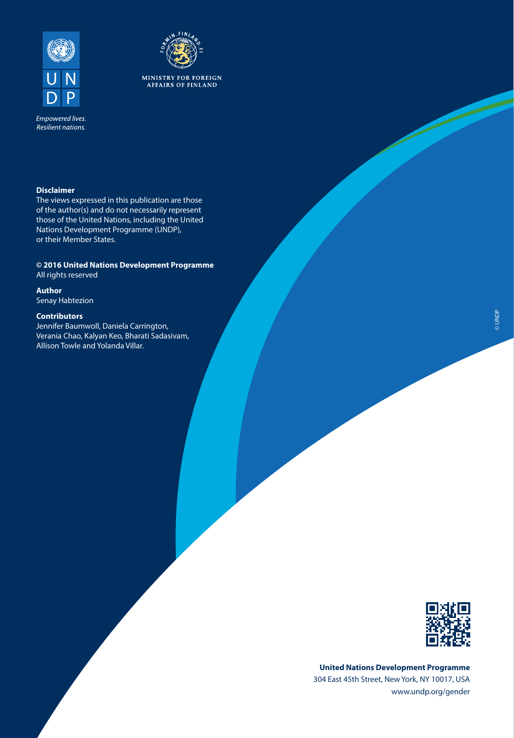*Empowered lives.*
*Resilient nations.*

MINISTRY FOR FOREIGN AFFAIRS OF FINLAND

**Disclaimer**
The views expressed in this publication are those of the author(s) and do not necessarily represent those of the United Nations, including the United Nations Development Programme (UNDP), or their Member States.

**© 2016 United Nations Development Programme**
All rights reserved

**Author**
Senay Habtezion

**Contributors**
Jennifer Baumwoll, Daniela Carrington, Verania Chao, Kalyan Keo, Bharati Sadasivam, Allison Towle and Yolanda Villar.

© UNDP

**United Nations Development Programme**
304 East 45th Street, New York, NY 10017, USA
www.undp.org/gender